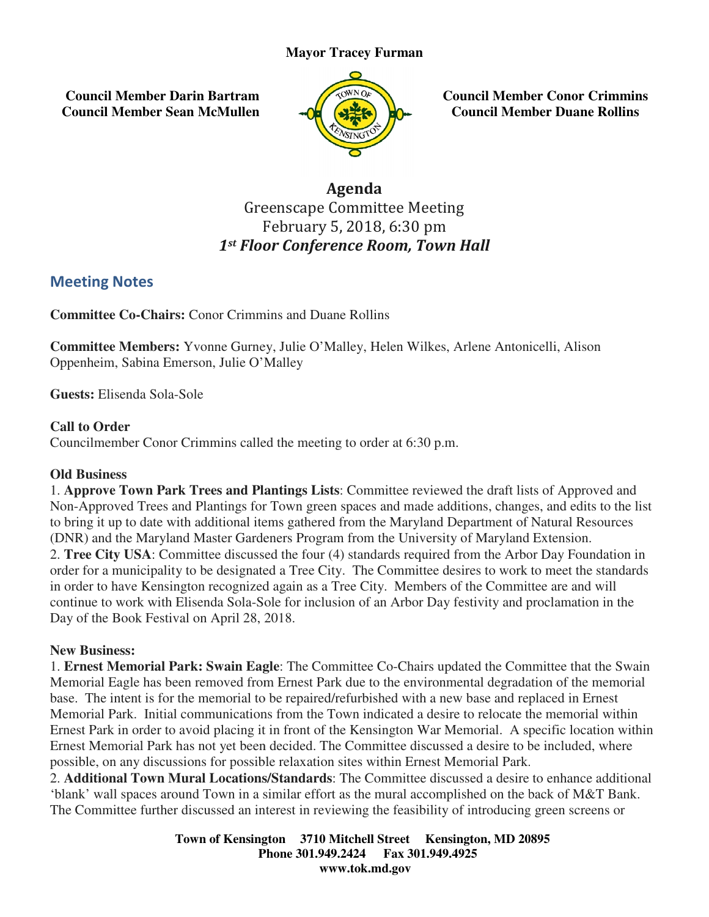**Mayor Tracey Furman**

**Council Member Darin Bartram**
**Council Member Sean McMullen**

**Council Member Conor Crimmins**
**Council Member Duane Rollins**

# Agenda

Greenscape Committee Meeting
February 5, 2018, 6:30 pm
***1st Floor Conference Room, Town Hall***

## Meeting Notes

**Committee Co-Chairs:** Conor Crimmins and Duane Rollins

**Committee Members:** Yvonne Gurney, Julie O'Malley, Helen Wilkes, Arlene Antonicelli, Alison Oppenheim, Sabina Emerson, Julie O'Malley

**Guests:** Elisenda Sola-Sole

**Call to Order**
Councilmember Conor Crimmins called the meeting to order at 6:30 p.m.

**Old Business**

1. **Approve Town Park Trees and Plantings Lists**: Committee reviewed the draft lists of Approved and Non-Approved Trees and Plantings for Town green spaces and made additions, changes, and edits to the list to bring it up to date with additional items gathered from the Maryland Department of Natural Resources (DNR) and the Maryland Master Gardeners Program from the University of Maryland Extension.
2. **Tree City USA**: Committee discussed the four (4) standards required from the Arbor Day Foundation in order for a municipality to be designated a Tree City. The Committee desires to work to meet the standards in order to have Kensington recognized again as a Tree City. Members of the Committee are and will continue to work with Elisenda Sola-Sole for inclusion of an Arbor Day festivity and proclamation in the Day of the Book Festival on April 28, 2018.

**New Business:**

1. **Ernest Memorial Park: Swain Eagle**: The Committee Co-Chairs updated the Committee that the Swain Memorial Eagle has been removed from Ernest Park due to the environmental degradation of the memorial base. The intent is for the memorial to be repaired/refurbished with a new base and replaced in Ernest Memorial Park. Initial communications from the Town indicated a desire to relocate the memorial within Ernest Park in order to avoid placing it in front of the Kensington War Memorial. A specific location within Ernest Memorial Park has not yet been decided. The Committee discussed a desire to be included, where possible, on any discussions for possible relaxation sites within Ernest Memorial Park.
2. **Additional Town Mural Locations/Standards**: The Committee discussed a desire to enhance additional 'blank' wall spaces around Town in a similar effort as the mural accomplished on the back of M&T Bank. The Committee further discussed an interest in reviewing the feasibility of introducing green screens or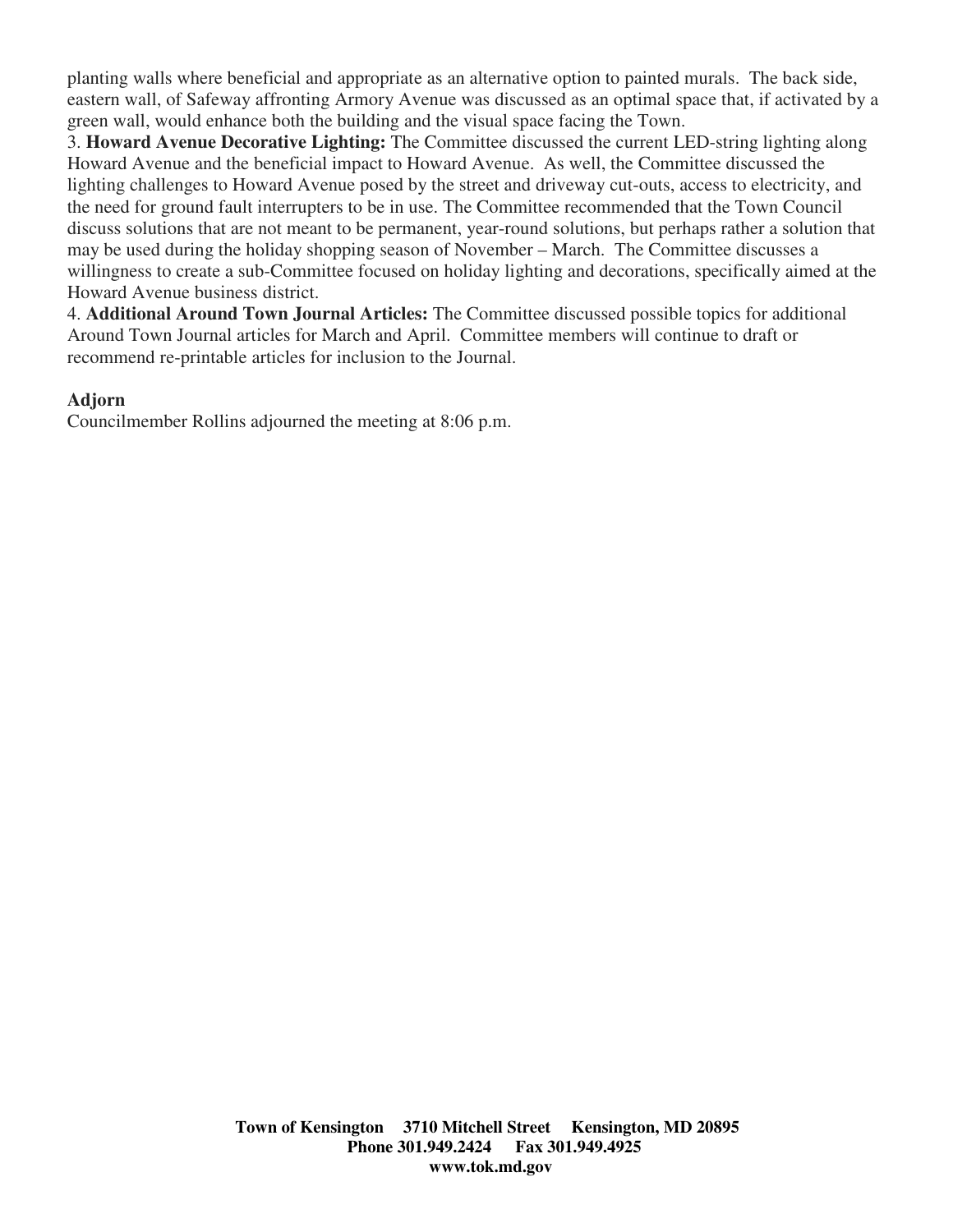planting walls where beneficial and appropriate as an alternative option to painted murals. The back side, eastern wall, of Safeway affronting Armory Avenue was discussed as an optimal space that, if activated by a green wall, would enhance both the building and the visual space facing the Town.

3. **Howard Avenue Decorative Lighting:** The Committee discussed the current LED-string lighting along Howard Avenue and the beneficial impact to Howard Avenue. As well, the Committee discussed the lighting challenges to Howard Avenue posed by the street and driveway cut-outs, access to electricity, and the need for ground fault interrupters to be in use. The Committee recommended that the Town Council discuss solutions that are not meant to be permanent, year-round solutions, but perhaps rather a solution that may be used during the holiday shopping season of November – March. The Committee discusses a willingness to create a sub-Committee focused on holiday lighting and decorations, specifically aimed at the Howard Avenue business district.

4. **Additional Around Town Journal Articles:** The Committee discussed possible topics for additional Around Town Journal articles for March and April. Committee members will continue to draft or recommend re-printable articles for inclusion to the Journal.

**Adjorn**

Councilmember Rollins adjourned the meeting at 8:06 p.m.

**Town of Kensington 3710 Mitchell Street Kensington, MD 20895**
**Phone 301.949.2424 Fax 301.949.4925**
**www.tok.md.gov**